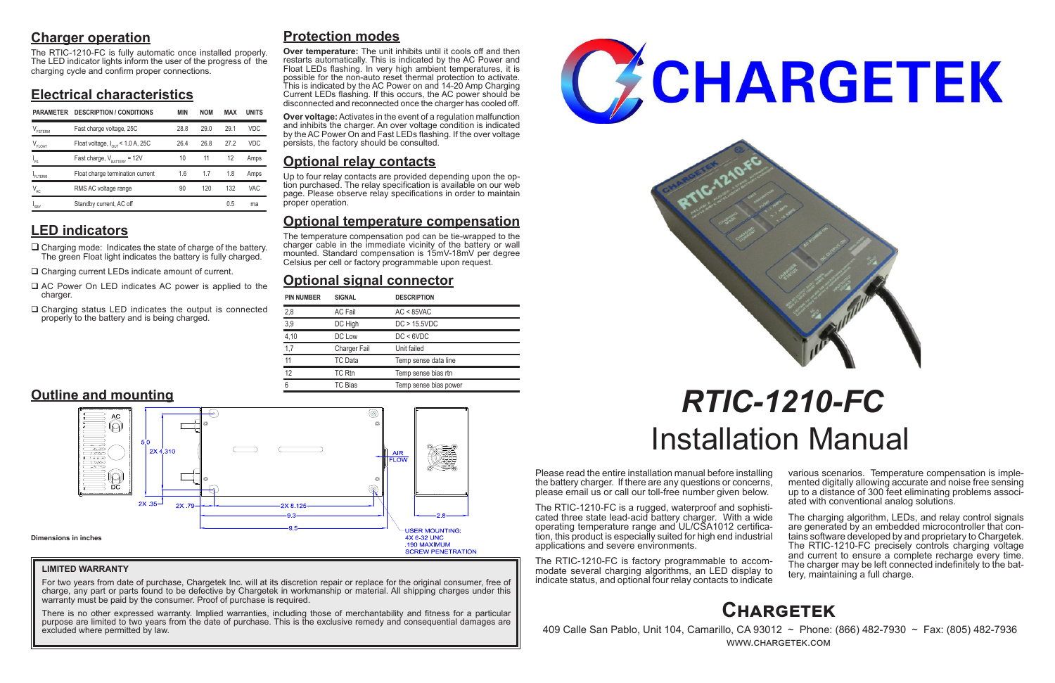## Charger operation

The RTIC-1210-FC is fully automatic once installed properly. The LED indicator lights inform the user of the progress of the charging cycle and confirm proper connections.

## Electrical characteristics

| PARAMETER | DESCRIPTION / CONDITIONS | MIN | NOM | MAX | UNITS |
|---|---|---|---|---|---|
| $V_{FSTERM}$ | Fast charge voltage, 25C | 28.8 | 29.0 | 29.1 | VDC |
| $V_{FLOAT}$ | Float voltage, $I_{OUT}$ < 1.0 A, 25C | 26.4 | 26.8 | 27.2 | VDC |
| $I_{FS}$ | Fast charge, $V_{BATTERY}$ = 12V | 10 | 11 | 12 | Amps |
| $I_{FLTERM}$ | Float charge termination current | 1.6 | 1.7 | 1.8 | Amps |
| $V_{AC}$ | RMS AC voltage range | 90 | 120 | 132 | VAC |
| $I_{SBY}$ | Standby current, AC off | | | 0.5 | ma |

## LED indicators

- ❑ Charging mode: Indicates the state of charge of the battery. The green Float light indicates the battery is fully charged.
- ❑ Charging current LEDs indicate amount of current.
- ❑ AC Power On LED indicates AC power is applied to the charger.
- ❑ Charging status LED indicates the output is connected properly to the battery and is being charged.

## Protection modes

**Over temperature:** The unit inhibits until it cools off and then restarts automatically. This is indicated by the AC Power and Float LEDs flashing. In very high ambient temperatures, it is possible for the non-auto reset thermal protection to activate. This is indicated by the AC Power on and 14-20 Amp Charging Current LEDs flashing. If this occurs, the AC power should be disconnected and reconnected once the charger has cooled off.

**Over voltage:** Activates in the event of a regulation malfunction and inhibits the charger. An over voltage condition is indicated by the AC Power On and Fast LEDs flashing. If the over voltage persists, the factory should be consulted.

## Optional relay contacts

Up to four relay contacts are provided depending upon the option purchased. The relay specification is available on our web page. Please observe relay specifications in order to maintain proper operation.

## Optional temperature compensation

The temperature compensation pod can be tie-wrapped to the charger cable in the immediate vicinity of the battery or wall mounted. Standard compensation is 15mV-18mV per degree Celsius per cell or factory programmable upon request.

## Optional signal connector

| PIN NUMBER | SIGNAL | DESCRIPTION |
|---|---|---|
| 2,8 | AC Fail | AC < 85VAC |
| 3,9 | DC High | DC > 15.5VDC |
| 4,10 | DC Low | DC < 6VDC |
| 1,7 | Charger Fail | Unit failed |
| 11 | TC Data | Temp sense data line |
| 12 | TC Rtn | Temp sense bias rtn |
| 6 | TC Bias | Temp sense bias power |

## Outline and mounting

AC, DC, 5.0, 2X 4.310, 2X .35, 2X .79, 2X 8.125, 9.3, 9.5, 2.8, AIR FLOW

USER MOUNTING: 4X 6-32 UNC .190 MAXIMUM SCREW PENETRATION

**Dimensions in inches**

### LIMITED WARRANTY

For two years from date of purchase, Chargetek Inc. will at its discretion repair or replace for the original consumer, free of charge, any part or parts found to be defective by Chargetek in workmanship or material. All shipping charges under this warranty must be paid by the consumer. Proof of purchase is required.

There is no other expressed warranty. Implied warranties, including those of merchantability and fitness for a particular purpose are limited to two years from the date of purchase. This is the exclusive remedy and consequential damages are excluded where permitted by law.

# CHARGETEK

# *RTIC-1210-FC*
# Installation Manual

Please read the entire installation manual before installing the battery charger. If there are any questions or concerns, please email us or call our toll-free number given below.

The RTIC-1210-FC is a rugged, waterproof and sophisticated three state lead-acid battery charger. With a wide operating temperature range and UL/CSA1012 certification, this product is especially suited for high end industrial applications and severe environments.

The RTIC-1210-FC is factory programmable to accommodate several charging algorithms, an LED display to indicate status, and optional four relay contacts to indicate various scenarios. Temperature compensation is implemented digitally allowing accurate and noise free sensing up to a distance of 300 feet eliminating problems associated with conventional analog solutions.

The charging algorithm, LEDs, and relay control signals are generated by an embedded microcontroller that contains software developed by and proprietary to Chargetek. The RTIC-1210-FC precisely controls charging voltage and current to ensure a complete recharge every time. The charger may be left connected indefinitely to the battery, maintaining a full charge.

## Chargetek

409 Calle San Pablo, Unit 104, Camarillo, CA 93012 ~ Phone: (866) 482-7930 ~ Fax: (805) 482-7936
WWW.CHARGETEK.COM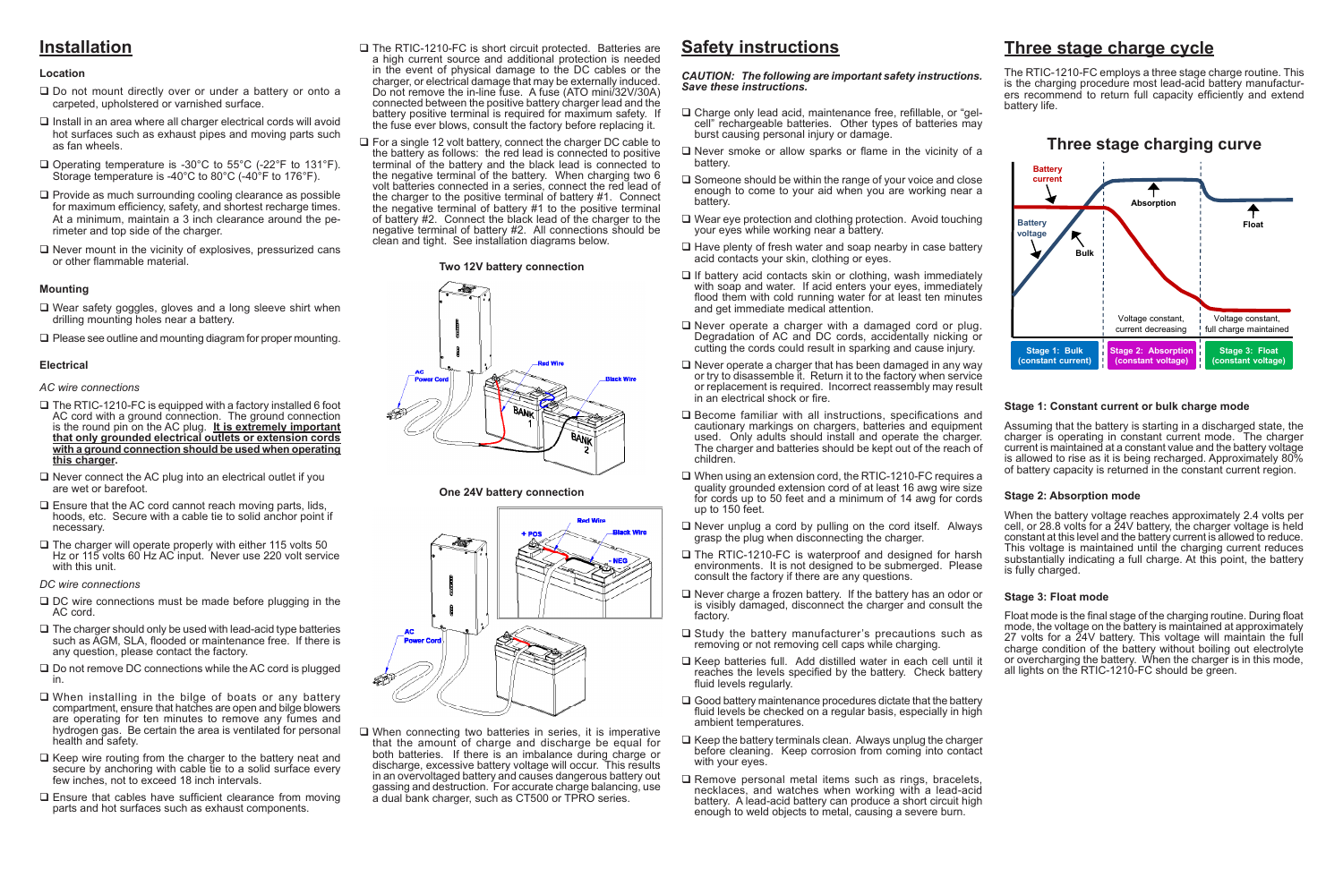## Installation

### Location

- ❑ Do not mount directly over or under a battery or onto a carpeted, upholstered or varnished surface.
- ❑ Install in an area where all charger electrical cords will avoid hot surfaces such as exhaust pipes and moving parts such as fan wheels.
- ❑ Operating temperature is -30°C to 55°C (-22°F to 131°F). Storage temperature is -40°C to 80°C (-40°F to 176°F).
- ❑ Provide as much surrounding cooling clearance as possible for maximum efficiency, safety, and shortest recharge times. At a minimum, maintain a 3 inch clearance around the perimeter and top side of the charger.
- ❑ Never mount in the vicinity of explosives, pressurized cans or other flammable material.

### Mounting

- ❑ Wear safety goggles, gloves and a long sleeve shirt when drilling mounting holes near a battery.
- ❑ Please see outline and mounting diagram for proper mounting.

### Electrical

*AC wire connections*

- ❑ The RTIC-1210-FC is equipped with a factory installed 6 foot AC cord with a ground connection. The ground connection is the round pin on the AC plug. **It is extremely important that only grounded electrical outlets or extension cords with a ground connection should be used when operating this charger.**
- ❑ Never connect the AC plug into an electrical outlet if you are wet or barefoot.
- ❑ Ensure that the AC cord cannot reach moving parts, lids, hoods, etc. Secure with a cable tie to solid anchor point if necessary.
- ❑ The charger will operate properly with either 115 volts 50 Hz or 115 volts 60 Hz AC input. Never use 220 volt service with this unit.

*DC wire connections*

- ❑ DC wire connections must be made before plugging in the AC cord.
- ❑ The charger should only be used with lead-acid type batteries such as AGM, SLA, flooded or maintenance free. If there is any question, please contact the factory.
- ❑ Do not remove DC connections while the AC cord is plugged in.
- ❑ When installing in the bilge of boats or any battery compartment, ensure that hatches are open and bilge blowers are operating for ten minutes to remove any fumes and hydrogen gas. Be certain the area is ventilated for personal health and safety.
- ❑ Keep wire routing from the charger to the battery neat and secure by anchoring with cable tie to a solid surface every few inches, not to exceed 18 inch intervals.
- ❑ Ensure that cables have sufficient clearance from moving parts and hot surfaces such as exhaust components.
- ❑ The RTIC-1210-FC is short circuit protected. Batteries are a high current source and additional protection is needed in the event of physical damage to the DC cables or the charger, or electrical damage that may be externally induced. Do not remove the in-line fuse. A fuse (ATO mini/32V/30A) connected between the positive battery charger lead and the battery positive terminal is required for maximum safety. If the fuse ever blows, consult the factory before replacing it.
- ❑ For a single 12 volt battery, connect the charger DC cable to the battery as follows: the red lead is connected to positive terminal of the battery and the black lead is connected to the negative terminal of the battery. When charging two 6 volt batteries connected in a series, connect the red lead of the charger to the positive terminal of battery #1. Connect the negative terminal of battery #1 to the positive terminal of battery #2. Connect the black lead of the charger to the negative terminal of battery #2. All connections should be clean and tight. See installation diagrams below.

**Two 12V battery connection**

AC Power Cord
Red Wire
Black Wire
BANK 1
BANK 2

**One 24V battery connection**

Red Wire
+ POS
Black Wire
- NEG
AC Power Cord

- ❑ When connecting two batteries in series, it is imperative that the amount of charge and discharge be equal for both batteries. If there is an imbalance during charge or discharge, excessive battery voltage will occur. This results in an overvoltaged battery and causes dangerous battery out gassing and destruction. For accurate charge balancing, use a dual bank charger, such as CT500 or TPRO series.

## Safety instructions

***CAUTION: The following are important safety instructions. Save these instructions.***

- ❑ Charge only lead acid, maintenance free, refillable, or "gel-cell" rechargeable batteries. Other types of batteries may burst causing personal injury or damage.
- ❑ Never smoke or allow sparks or flame in the vicinity of a battery.
- ❑ Someone should be within the range of your voice and close enough to come to your aid when you are working near a battery.
- ❑ Wear eye protection and clothing protection. Avoid touching your eyes while working near a battery.
- ❑ Have plenty of fresh water and soap nearby in case battery acid contacts your skin, clothing or eyes.
- ❑ If battery acid contacts skin or clothing, wash immediately with soap and water. If acid enters your eyes, immediately flood them with cold running water for at least ten minutes and get immediate medical attention.
- ❑ Never operate a charger with a damaged cord or plug. Degradation of AC and DC cords, accidentally nicking or cutting the cords could result in sparking and cause injury.
- ❑ Never operate a charger that has been damaged in any way or try to disassemble it. Return it to the factory when service or replacement is required. Incorrect reassembly may result in an electrical shock or fire.
- ❑ Become familiar with all instructions, specifications and cautionary markings on chargers, batteries and equipment used. Only adults should install and operate the charger. The charger and batteries should be kept out of the reach of children.
- ❑ When using an extension cord, the RTIC-1210-FC requires a quality grounded extension cord of at least 16 awg wire size for cords up to 50 feet and a minimum of 14 awg for cords up to 150 feet.
- ❑ Never unplug a cord by pulling on the cord itself. Always grasp the plug when disconnecting the charger.
- ❑ The RTIC-1210-FC is waterproof and designed for harsh environments. It is not designed to be submerged. Please consult the factory if there are any questions.
- ❑ Never charge a frozen battery. If the battery has an odor or is visibly damaged, disconnect the charger and consult the factory.
- ❑ Study the battery manufacturer's precautions such as removing or not removing cell caps while charging.
- ❑ Keep batteries full. Add distilled water in each cell until it reaches the levels specified by the battery. Check battery fluid levels regularly.
- ❑ Good battery maintenance procedures dictate that the battery fluid levels be checked on a regular basis, especially in high ambient temperatures.
- ❑ Keep the battery terminals clean. Always unplug the charger before cleaning. Keep corrosion from coming into contact with your eyes.
- ❑ Remove personal metal items such as rings, bracelets, necklaces, and watches when working with a lead-acid battery. A lead-acid battery can produce a short circuit high enough to weld objects to metal, causing a severe burn.

## Three stage charge cycle

The RTIC-1210-FC employs a three stage charge routine. This is the charging procedure most lead-acid battery manufacturers recommend to return full capacity efficiently and extend battery life.

**Three stage charging curve**

Battery current
Battery voltage
Bulk
Absorption
Float
Voltage constant, current decreasing
Voltage constant, full charge maintained
Stage 1: Bulk (constant current)
Stage 2: Absorption (constant voltage)
Stage 3: Float (constant voltage)

### Stage 1: Constant current or bulk charge mode

Assuming that the battery is starting in a discharged state, the charger is operating in constant current mode. The charger current is maintained at a constant value and the battery voltage is allowed to rise as it is being recharged. Approximately 80% of battery capacity is returned in the constant current region.

### Stage 2: Absorption mode

When the battery voltage reaches approximately 2.4 volts per cell, or 28.8 volts for a 24V battery, the charger voltage is held constant at this level and the battery current is allowed to reduce. This voltage is maintained until the charging current reduces substantially indicating a full charge. At this point, the battery is fully charged.

### Stage 3: Float mode

Float mode is the final stage of the charging routine. During float mode, the voltage on the battery is maintained at approximately 27 volts for a 24V battery. This voltage will maintain the full charge condition of the battery without boiling out electrolyte or overcharging the battery. When the charger is in this mode, all lights on the RTIC-1210-FC should be green.